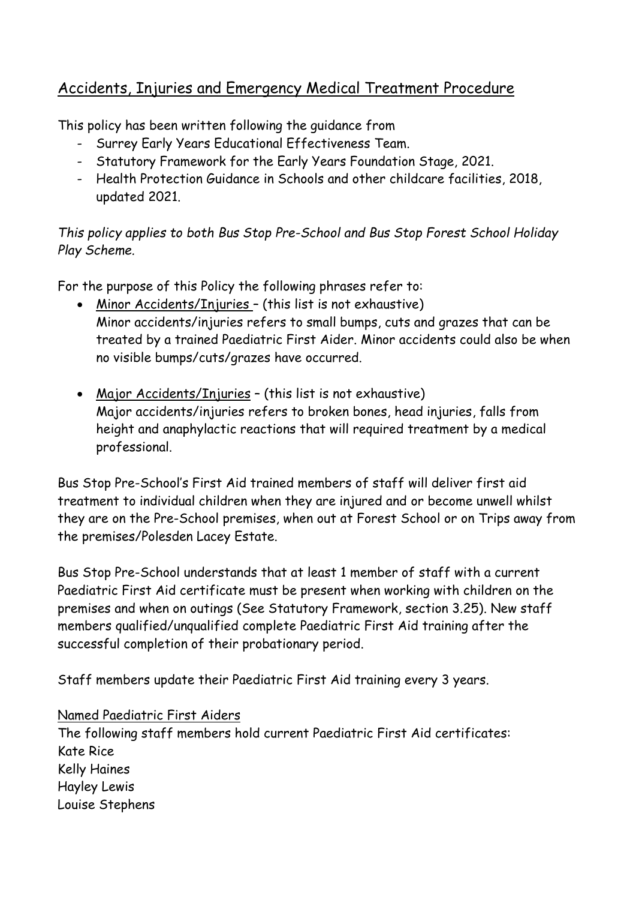# Accidents, Injuries and Emergency Medical Treatment Procedure

This policy has been written following the guidance from

- Surrey Early Years Educational Effectiveness Team.
- Statutory Framework for the Early Years Foundation Stage, 2021.
- Health Protection Guidance in Schools and other childcare facilities, 2018, updated 2021.

*This policy applies to both Bus Stop Pre-School and Bus Stop Forest School Holiday Play Scheme.*

For the purpose of this Policy the following phrases refer to:

- Minor Accidents/Injuries – (this list is not exhaustive)
  Minor accidents/injuries refers to small bumps, cuts and grazes that can be treated by a trained Paediatric First Aider. Minor accidents could also be when no visible bumps/cuts/grazes have occurred.

- Major Accidents/Injuries – (this list is not exhaustive)
  Major accidents/injuries refers to broken bones, head injuries, falls from height and anaphylactic reactions that will required treatment by a medical professional.

Bus Stop Pre-School's First Aid trained members of staff will deliver first aid treatment to individual children when they are injured and or become unwell whilst they are on the Pre-School premises, when out at Forest School or on Trips away from the premises/Polesden Lacey Estate.

Bus Stop Pre-School understands that at least 1 member of staff with a current Paediatric First Aid certificate must be present when working with children on the premises and when on outings (See Statutory Framework, section 3.25). New staff members qualified/unqualified complete Paediatric First Aid training after the successful completion of their probationary period.

Staff members update their Paediatric First Aid training every 3 years.

Named Paediatric First Aiders

The following staff members hold current Paediatric First Aid certificates:

Kate Rice  
Kelly Haines  
Hayley Lewis  
Louise Stephens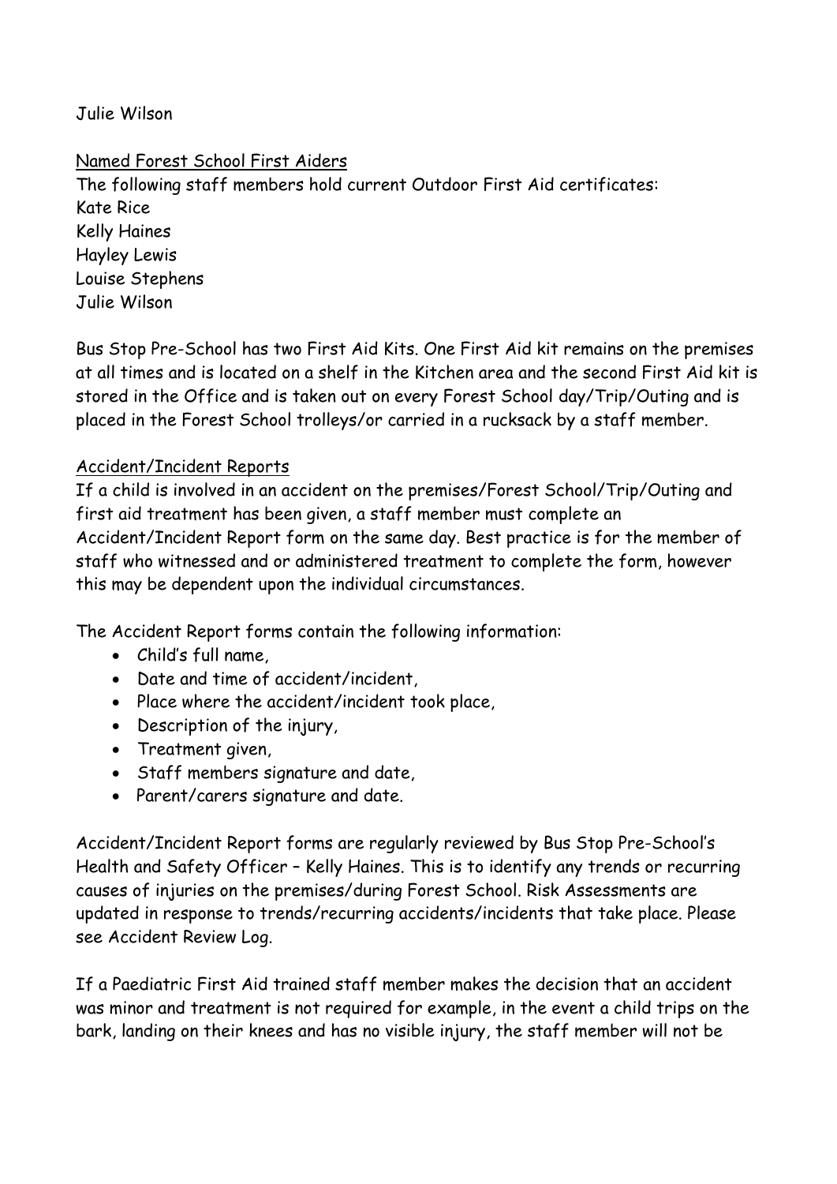Julie Wilson

Named Forest School First Aiders

The following staff members hold current Outdoor First Aid certificates:
Kate Rice
Kelly Haines
Hayley Lewis
Louise Stephens
Julie Wilson

Bus Stop Pre-School has two First Aid Kits. One First Aid kit remains on the premises at all times and is located on a shelf in the Kitchen area and the second First Aid kit is stored in the Office and is taken out on every Forest School day/Trip/Outing and is placed in the Forest School trolleys/or carried in a rucksack by a staff member.

Accident/Incident Reports

If a child is involved in an accident on the premises/Forest School/Trip/Outing and first aid treatment has been given, a staff member must complete an Accident/Incident Report form on the same day. Best practice is for the member of staff who witnessed and or administered treatment to complete the form, however this may be dependent upon the individual circumstances.

The Accident Report forms contain the following information:

- Child's full name,
- Date and time of accident/incident,
- Place where the accident/incident took place,
- Description of the injury,
- Treatment given,
- Staff members signature and date,
- Parent/carers signature and date.

Accident/Incident Report forms are regularly reviewed by Bus Stop Pre-School's Health and Safety Officer – Kelly Haines. This is to identify any trends or recurring causes of injuries on the premises/during Forest School. Risk Assessments are updated in response to trends/recurring accidents/incidents that take place. Please see Accident Review Log.

If a Paediatric First Aid trained staff member makes the decision that an accident was minor and treatment is not required for example, in the event a child trips on the bark, landing on their knees and has no visible injury, the staff member will not be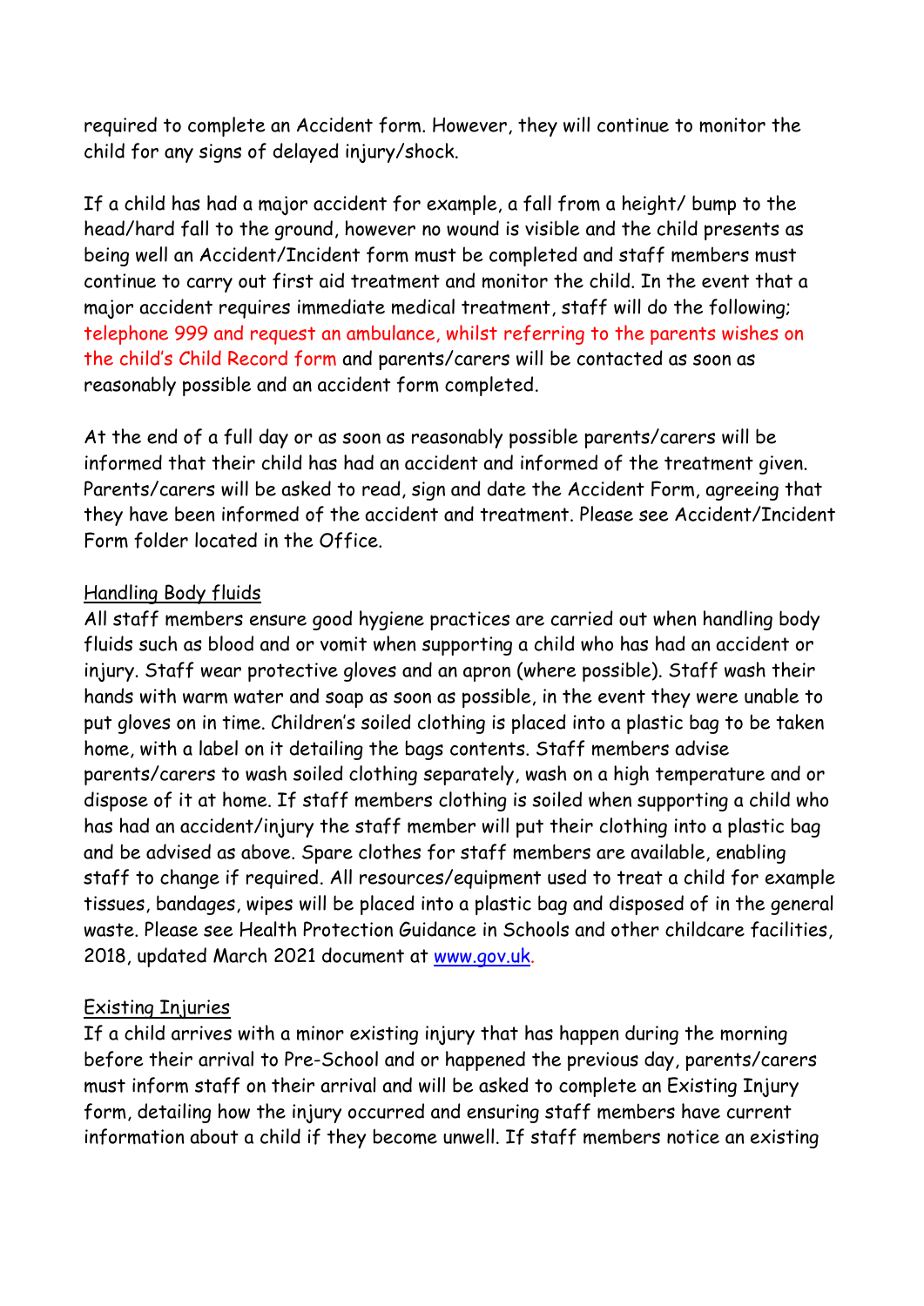required to complete an Accident form. However, they will continue to monitor the child for any signs of delayed injury/shock.

If a child has had a major accident for example, a fall from a height/ bump to the head/hard fall to the ground, however no wound is visible and the child presents as being well an Accident/Incident form must be completed and staff members must continue to carry out first aid treatment and monitor the child. In the event that a major accident requires immediate medical treatment, staff will do the following; telephone 999 and request an ambulance, whilst referring to the parents wishes on the child's Child Record form and parents/carers will be contacted as soon as reasonably possible and an accident form completed.

At the end of a full day or as soon as reasonably possible parents/carers will be informed that their child has had an accident and informed of the treatment given. Parents/carers will be asked to read, sign and date the Accident Form, agreeing that they have been informed of the accident and treatment. Please see Accident/Incident Form folder located in the Office.

## Handling Body fluids

All staff members ensure good hygiene practices are carried out when handling body fluids such as blood and or vomit when supporting a child who has had an accident or injury. Staff wear protective gloves and an apron (where possible). Staff wash their hands with warm water and soap as soon as possible, in the event they were unable to put gloves on in time. Children's soiled clothing is placed into a plastic bag to be taken home, with a label on it detailing the bags contents. Staff members advise parents/carers to wash soiled clothing separately, wash on a high temperature and or dispose of it at home. If staff members clothing is soiled when supporting a child who has had an accident/injury the staff member will put their clothing into a plastic bag and be advised as above. Spare clothes for staff members are available, enabling staff to change if required. All resources/equipment used to treat a child for example tissues, bandages, wipes will be placed into a plastic bag and disposed of in the general waste. Please see Health Protection Guidance in Schools and other childcare facilities, 2018, updated March 2021 document at www.gov.uk.

## Existing Injuries

If a child arrives with a minor existing injury that has happen during the morning before their arrival to Pre-School and or happened the previous day, parents/carers must inform staff on their arrival and will be asked to complete an Existing Injury form, detailing how the injury occurred and ensuring staff members have current information about a child if they become unwell. If staff members notice an existing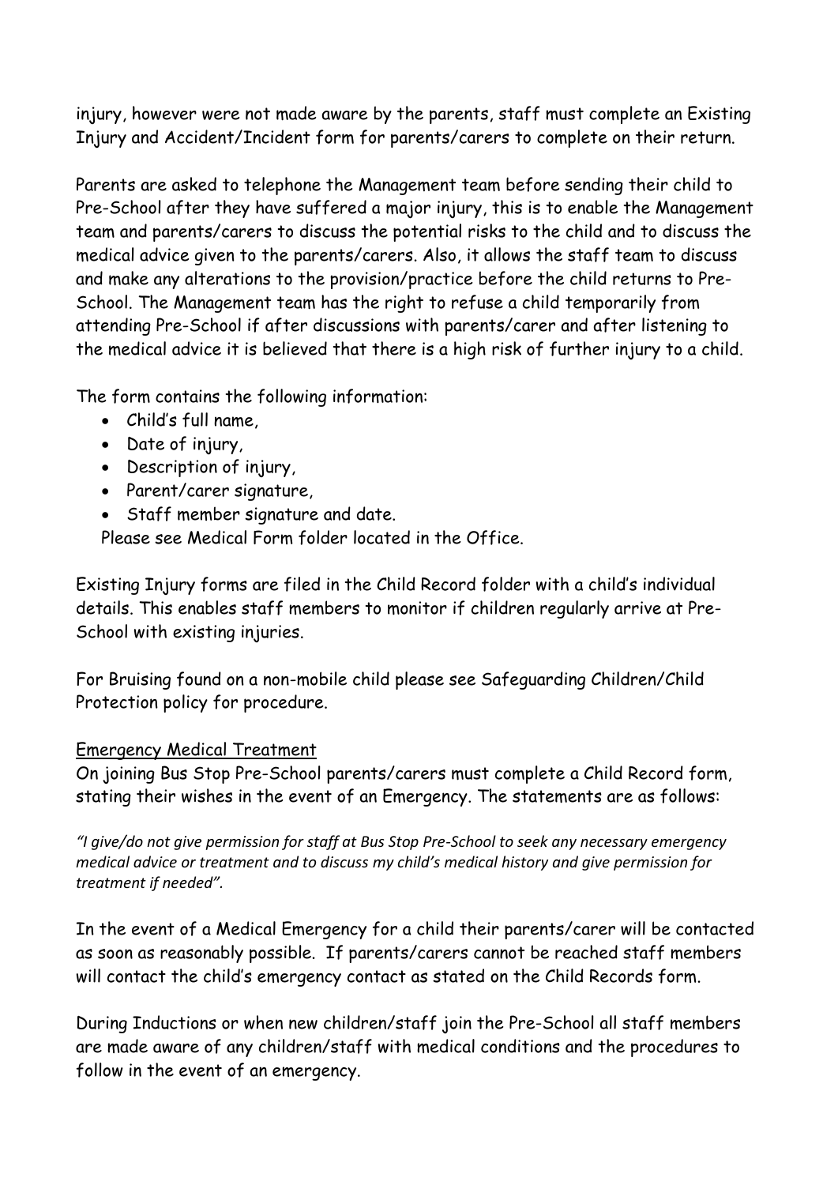injury, however were not made aware by the parents, staff must complete an Existing Injury and Accident/Incident form for parents/carers to complete on their return.

Parents are asked to telephone the Management team before sending their child to Pre-School after they have suffered a major injury, this is to enable the Management team and parents/carers to discuss the potential risks to the child and to discuss the medical advice given to the parents/carers. Also, it allows the staff team to discuss and make any alterations to the provision/practice before the child returns to Pre-School. The Management team has the right to refuse a child temporarily from attending Pre-School if after discussions with parents/carer and after listening to the medical advice it is believed that there is a high risk of further injury to a child.

The form contains the following information:

- Child's full name,
- Date of injury,
- Description of injury,
- Parent/carer signature,
- Staff member signature and date.

Please see Medical Form folder located in the Office.

Existing Injury forms are filed in the Child Record folder with a child's individual details. This enables staff members to monitor if children regularly arrive at Pre-School with existing injuries.

For Bruising found on a non-mobile child please see Safeguarding Children/Child Protection policy for procedure.

<u>Emergency Medical Treatment</u>

On joining Bus Stop Pre-School parents/carers must complete a Child Record form, stating their wishes in the event of an Emergency. The statements are as follows:

*"I give/do not give permission for staff at Bus Stop Pre-School to seek any necessary emergency medical advice or treatment and to discuss my child's medical history and give permission for treatment if needed".*

In the event of a Medical Emergency for a child their parents/carer will be contacted as soon as reasonably possible. If parents/carers cannot be reached staff members will contact the child's emergency contact as stated on the Child Records form.

During Inductions or when new children/staff join the Pre-School all staff members are made aware of any children/staff with medical conditions and the procedures to follow in the event of an emergency.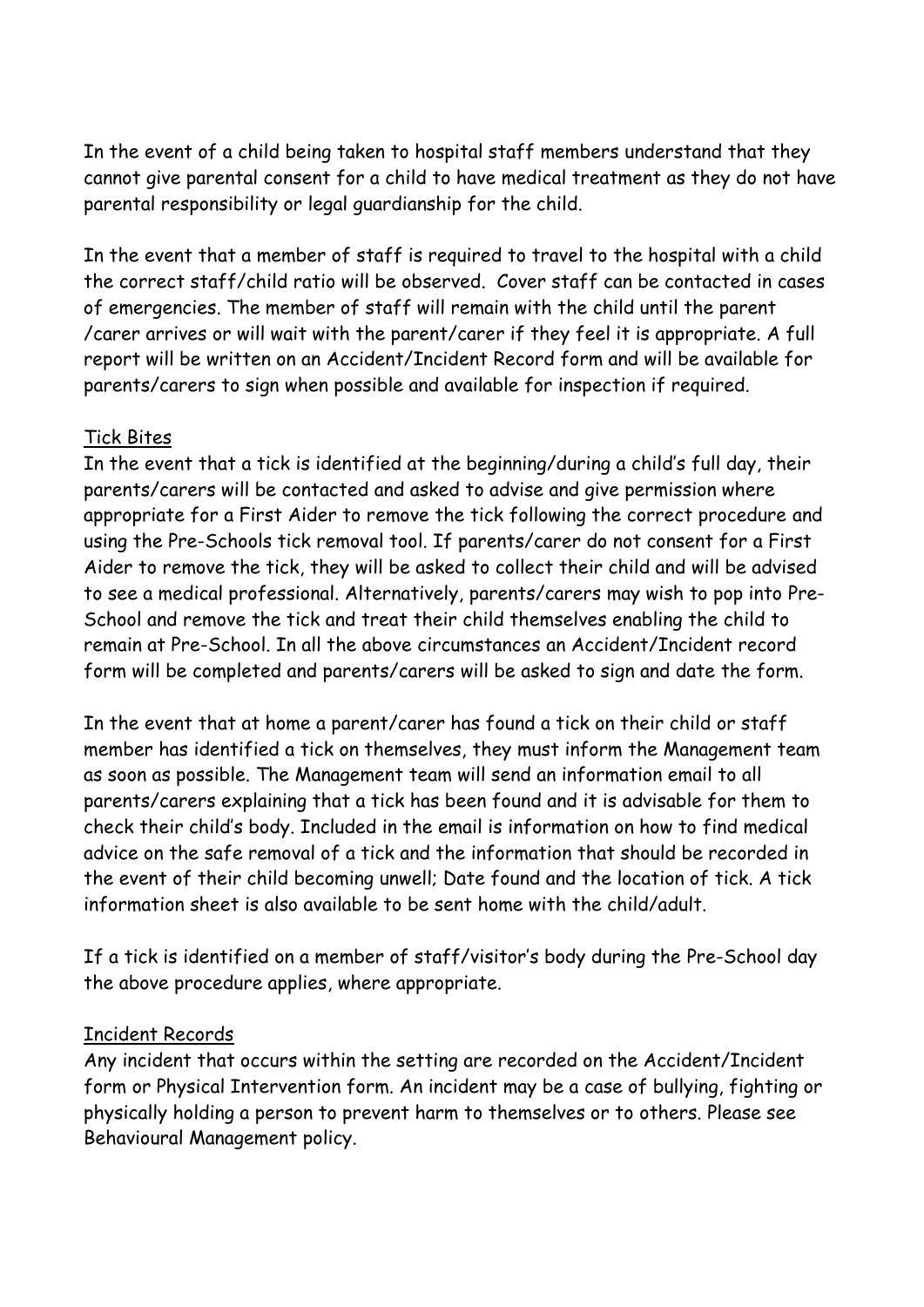In the event of a child being taken to hospital staff members understand that they cannot give parental consent for a child to have medical treatment as they do not have parental responsibility or legal guardianship for the child.

In the event that a member of staff is required to travel to the hospital with a child the correct staff/child ratio will be observed. Cover staff can be contacted in cases of emergencies. The member of staff will remain with the child until the parent /carer arrives or will wait with the parent/carer if they feel it is appropriate. A full report will be written on an Accident/Incident Record form and will be available for parents/carers to sign when possible and available for inspection if required.

<u>Tick Bites</u>

In the event that a tick is identified at the beginning/during a child's full day, their parents/carers will be contacted and asked to advise and give permission where appropriate for a First Aider to remove the tick following the correct procedure and using the Pre-Schools tick removal tool. If parents/carer do not consent for a First Aider to remove the tick, they will be asked to collect their child and will be advised to see a medical professional. Alternatively, parents/carers may wish to pop into Pre-School and remove the tick and treat their child themselves enabling the child to remain at Pre-School. In all the above circumstances an Accident/Incident record form will be completed and parents/carers will be asked to sign and date the form.

In the event that at home a parent/carer has found a tick on their child or staff member has identified a tick on themselves, they must inform the Management team as soon as possible. The Management team will send an information email to all parents/carers explaining that a tick has been found and it is advisable for them to check their child's body. Included in the email is information on how to find medical advice on the safe removal of a tick and the information that should be recorded in the event of their child becoming unwell; Date found and the location of tick. A tick information sheet is also available to be sent home with the child/adult.

If a tick is identified on a member of staff/visitor's body during the Pre-School day the above procedure applies, where appropriate.

<u>Incident Records</u>

Any incident that occurs within the setting are recorded on the Accident/Incident form or Physical Intervention form. An incident may be a case of bullying, fighting or physically holding a person to prevent harm to themselves or to others. Please see Behavioural Management policy.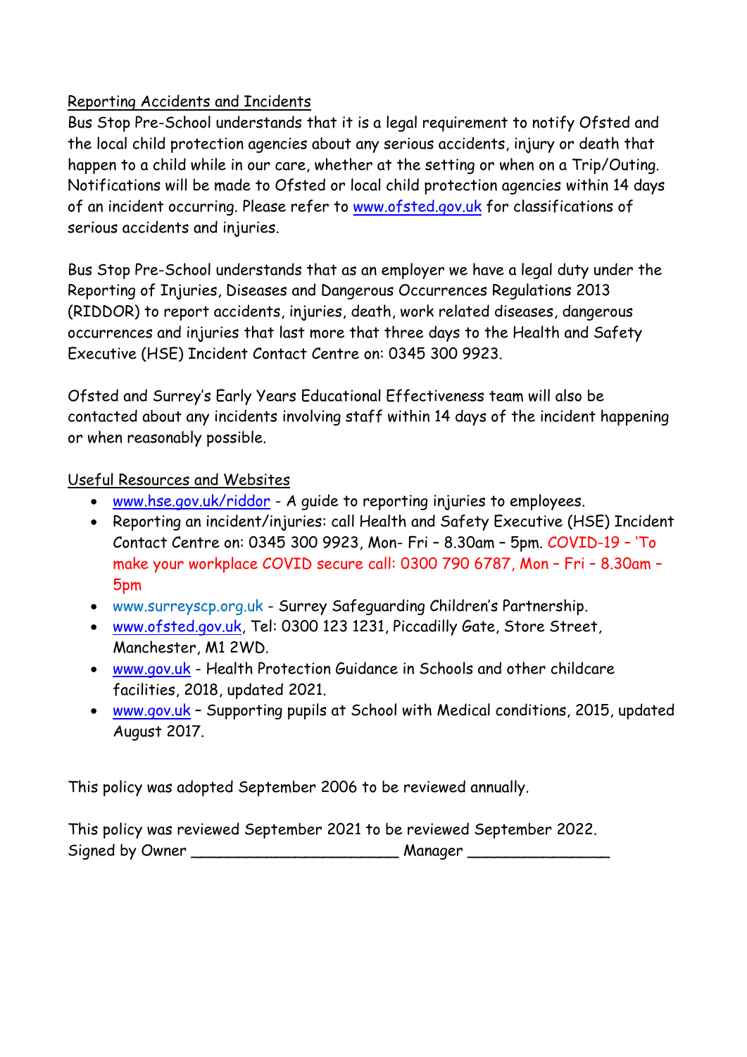Reporting Accidents and Incidents

Bus Stop Pre-School understands that it is a legal requirement to notify Ofsted and the local child protection agencies about any serious accidents, injury or death that happen to a child while in our care, whether at the setting or when on a Trip/Outing. Notifications will be made to Ofsted or local child protection agencies within 14 days of an incident occurring. Please refer to www.ofsted.gov.uk for classifications of serious accidents and injuries.

Bus Stop Pre-School understands that as an employer we have a legal duty under the Reporting of Injuries, Diseases and Dangerous Occurrences Regulations 2013 (RIDDOR) to report accidents, injuries, death, work related diseases, dangerous occurrences and injuries that last more that three days to the Health and Safety Executive (HSE) Incident Contact Centre on: 0345 300 9923.

Ofsted and Surrey's Early Years Educational Effectiveness team will also be contacted about any incidents involving staff within 14 days of the incident happening or when reasonably possible.

Useful Resources and Websites

- www.hse.gov.uk/riddor - A guide to reporting injuries to employees.
- Reporting an incident/injuries: call Health and Safety Executive (HSE) Incident Contact Centre on: 0345 300 9923, Mon- Fri – 8.30am – 5pm. COVID-19 – 'To make your workplace COVID secure call: 0300 790 6787, Mon – Fri – 8.30am – 5pm
- www.surreyscp.org.uk - Surrey Safeguarding Children's Partnership.
- www.ofsted.gov.uk, Tel: 0300 123 1231, Piccadilly Gate, Store Street, Manchester, M1 2WD.
- www.gov.uk - Health Protection Guidance in Schools and other childcare facilities, 2018, updated 2021.
- www.gov.uk – Supporting pupils at School with Medical conditions, 2015, updated August 2017.

This policy was adopted September 2006 to be reviewed annually.

This policy was reviewed September 2021 to be reviewed September 2022.
Signed by Owner ______________________ Manager _______________